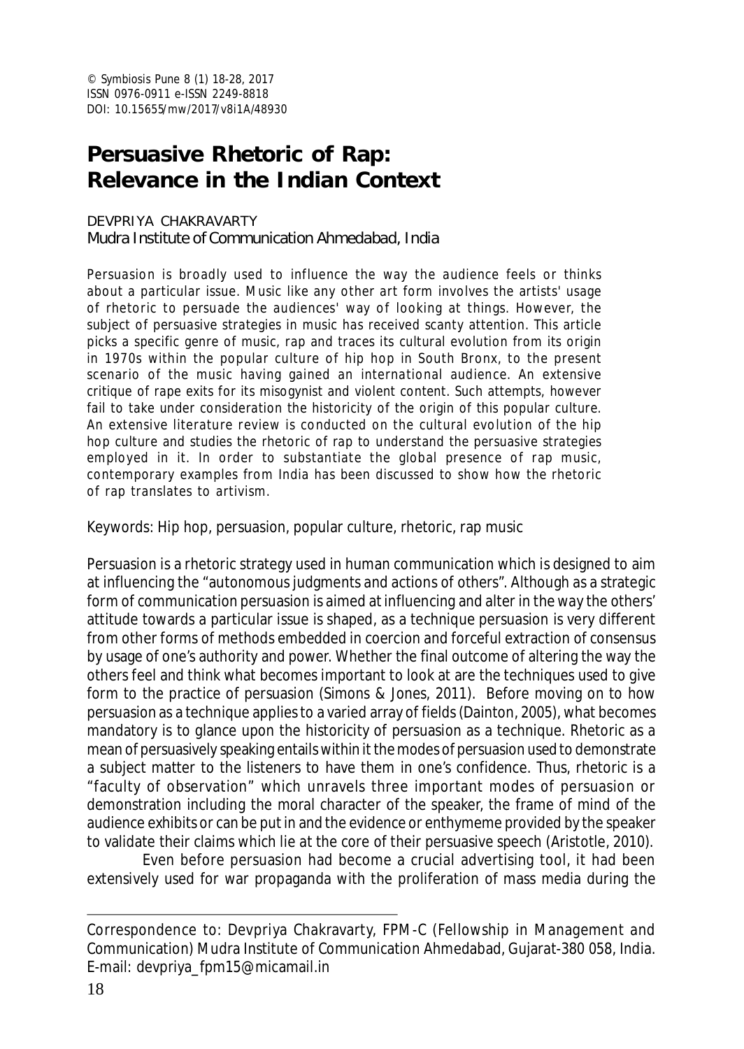© Symbiosis Pune 8 (1) 18-28, 2017
ISSN 0976-0911 e-ISSN 2249-8818
DOI: 10.15655/mw/2017/v8i1A/48930

# Persuasive Rhetoric of Rap: Relevance in the Indian Context

DEVPRIYA CHAKRAVARTY
Mudra Institute of Communication Ahmedabad, India

Persuasion is broadly used to influence the way the audience feels or thinks about a particular issue. Music like any other art form involves the artists' usage of rhetoric to persuade the audiences' way of looking at things. However, the subject of persuasive strategies in music has received scanty attention. This article picks a specific genre of music, rap and traces its cultural evolution from its origin in 1970s within the popular culture of hip hop in South Bronx, to the present scenario of the music having gained an international audience. An extensive critique of rape exits for its misogynist and violent content. Such attempts, however fail to take under consideration the historicity of the origin of this popular culture. An extensive literature review is conducted on the cultural evolution of the hip hop culture and studies the rhetoric of rap to understand the persuasive strategies employed in it. In order to substantiate the global presence of rap music, contemporary examples from India has been discussed to show how the rhetoric of rap translates to artivism.

Keywords: Hip hop, persuasion, popular culture, rhetoric, rap music

Persuasion is a rhetoric strategy used in human communication which is designed to aim at influencing the "autonomous judgments and actions of others". Although as a strategic form of communication persuasion is aimed at influencing and alter in the way the others' attitude towards a particular issue is shaped, as a technique persuasion is very different from other forms of methods embedded in coercion and forceful extraction of consensus by usage of one's authority and power. Whether the final outcome of altering the way the others feel and think what becomes important to look at are the techniques used to give form to the practice of persuasion (Simons & Jones, 2011). Before moving on to how persuasion as a technique applies to a varied array of fields (Dainton, 2005), what becomes mandatory is to glance upon the historicity of persuasion as a technique. Rhetoric as a mean of persuasively speaking entails within it the modes of persuasion used to demonstrate a subject matter to the listeners to have them in one's confidence. Thus, rhetoric is a "faculty of observation" which unravels three important modes of persuasion or demonstration including the moral character of the speaker, the frame of mind of the audience exhibits or can be put in and the evidence or enthymeme provided by the speaker to validate their claims which lie at the core of their persuasive speech (Aristotle, 2010).

Even before persuasion had become a crucial advertising tool, it had been extensively used for war propaganda with the proliferation of mass media during the

---

Correspondence to: Devpriya Chakravarty, FPM-C (Fellowship in Management and Communication) Mudra Institute of Communication Ahmedabad, Gujarat-380 058, India. E-mail: devpriya_fpm15@micamail.in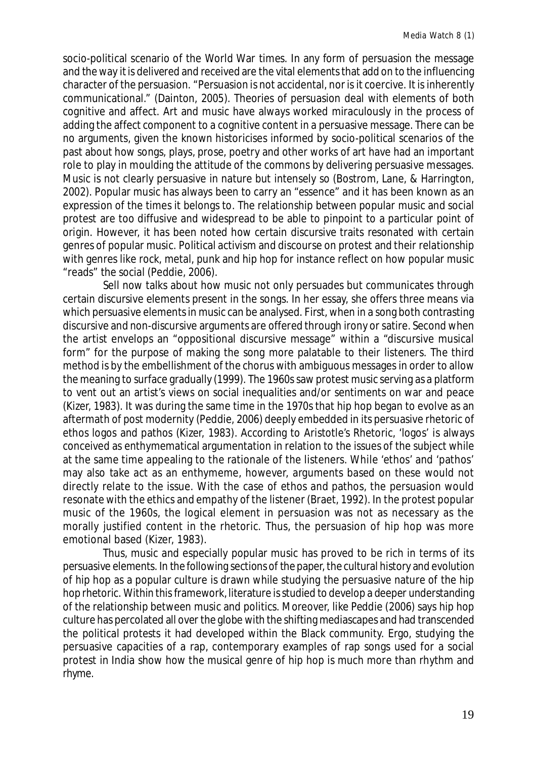socio-political scenario of the World War times. In any form of persuasion the message and the way it is delivered and received are the vital elements that add on to the influencing character of the persuasion. "Persuasion is not accidental, nor is it coercive. It is inherently communicational." (Dainton, 2005). Theories of persuasion deal with elements of both cognitive and affect. Art and music have always worked miraculously in the process of adding the affect component to a cognitive content in a persuasive message. There can be no arguments, given the known historicises informed by socio-political scenarios of the past about how songs, plays, prose, poetry and other works of art have had an important role to play in moulding the attitude of the commons by delivering persuasive messages. Music is not clearly persuasive in nature but intensely so (Bostrom, Lane, & Harrington, 2002). Popular music has always been to carry an "essence" and it has been known as an expression of the times it belongs to. The relationship between popular music and social protest are too diffusive and widespread to be able to pinpoint to a particular point of origin. However, it has been noted how certain discursive traits resonated with certain genres of popular music. Political activism and discourse on protest and their relationship with genres like rock, metal, punk and hip hop for instance reflect on how popular music "reads" the social (Peddie, 2006).

Sell now talks about how music not only persuades but communicates through certain discursive elements present in the songs. In her essay, she offers three means via which persuasive elements in music can be analysed. First, when in a song both contrasting discursive and non-discursive arguments are offered through irony or satire. Second when the artist envelops an "oppositional discursive message" within a "discursive musical form" for the purpose of making the song more palatable to their listeners. The third method is by the embellishment of the chorus with ambiguous messages in order to allow the meaning to surface gradually (1999). The 1960s saw protest music serving as a platform to vent out an artist's views on social inequalities and/or sentiments on war and peace (Kizer, 1983). It was during the same time in the 1970s that hip hop began to evolve as an aftermath of post modernity (Peddie, 2006) deeply embedded in its persuasive rhetoric of ethos logos and pathos (Kizer, 1983). According to Aristotle's Rhetoric, 'logos' is always conceived as enthymematical argumentation in relation to the issues of the subject while at the same time appealing to the rationale of the listeners. While 'ethos' and 'pathos' may also take act as an enthymeme, however, arguments based on these would not directly relate to the issue. With the case of ethos and pathos, the persuasion would resonate with the ethics and empathy of the listener (Braet, 1992). In the protest popular music of the 1960s, the logical element in persuasion was not as necessary as the morally justified content in the rhetoric. Thus, the persuasion of hip hop was more emotional based (Kizer, 1983).

Thus, music and especially popular music has proved to be rich in terms of its persuasive elements. In the following sections of the paper, the cultural history and evolution of hip hop as a popular culture is drawn while studying the persuasive nature of the hip hop rhetoric. Within this framework, literature is studied to develop a deeper understanding of the relationship between music and politics. Moreover, like Peddie (2006) says hip hop culture has percolated all over the globe with the shifting mediascapes and had transcended the political protests it had developed within the Black community. Ergo, studying the persuasive capacities of a rap, contemporary examples of rap songs used for a social protest in India show how the musical genre of hip hop is much more than rhythm and rhyme.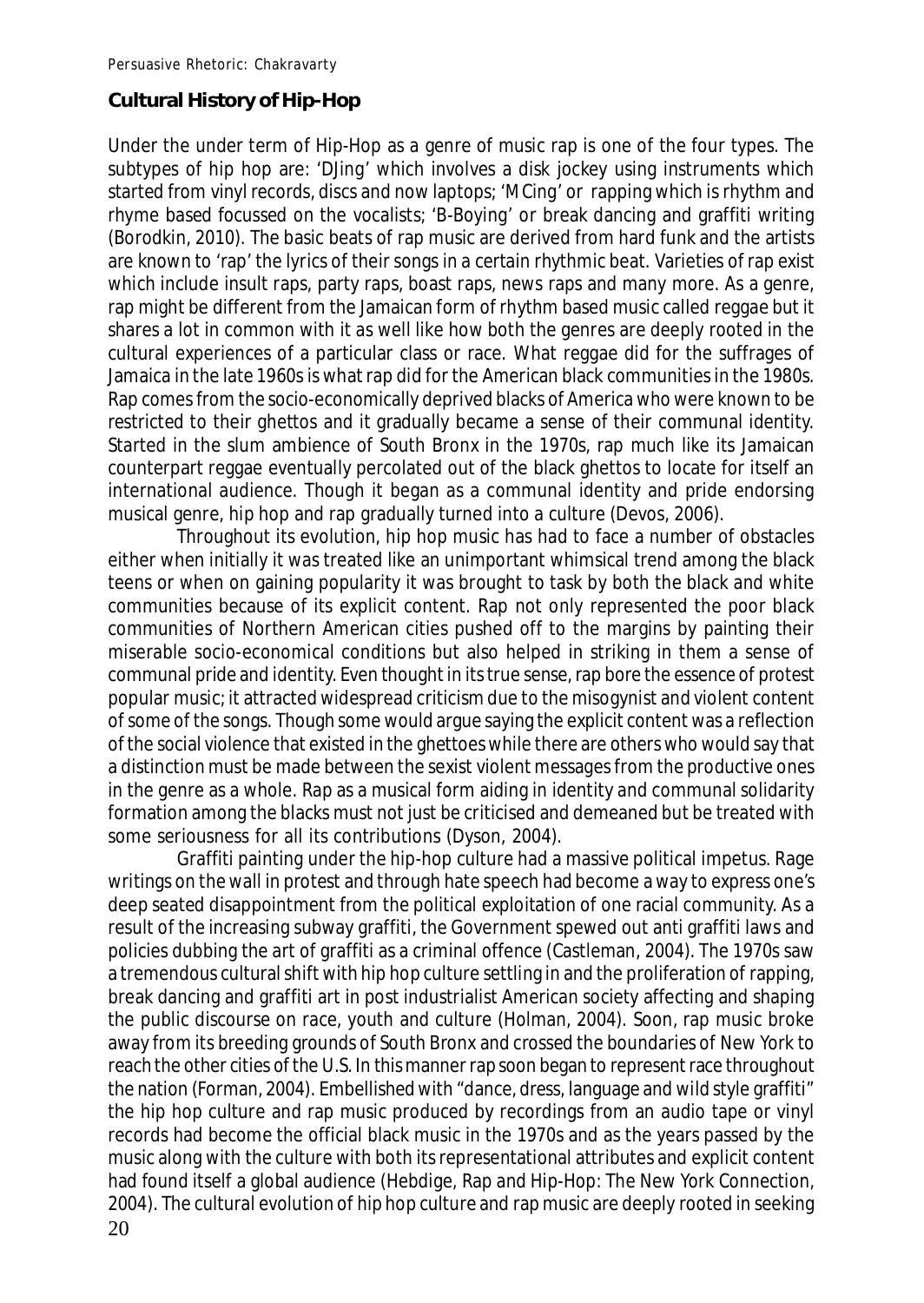## Cultural History of Hip-Hop

Under the under term of Hip-Hop as a genre of music rap is one of the four types. The subtypes of hip hop are: 'DJing' which involves a disk jockey using instruments which started from vinyl records, discs and now laptops; 'MCing' or rapping which is rhythm and rhyme based focussed on the vocalists; 'B-Boying' or break dancing and graffiti writing (Borodkin, 2010). The basic beats of rap music are derived from hard funk and the artists are known to 'rap' the lyrics of their songs in a certain rhythmic beat. Varieties of rap exist which include insult raps, party raps, boast raps, news raps and many more. As a genre, rap might be different from the Jamaican form of rhythm based music called reggae but it shares a lot in common with it as well like how both the genres are deeply rooted in the cultural experiences of a particular class or race. What reggae did for the suffrages of Jamaica in the late 1960s is what rap did for the American black communities in the 1980s. Rap comes from the socio-economically deprived blacks of America who were known to be restricted to their ghettos and it gradually became a sense of their communal identity. Started in the slum ambience of South Bronx in the 1970s, rap much like its Jamaican counterpart reggae eventually percolated out of the black ghettos to locate for itself an international audience. Though it began as a communal identity and pride endorsing musical genre, hip hop and rap gradually turned into a culture (Devos, 2006).

Throughout its evolution, hip hop music has had to face a number of obstacles either when initially it was treated like an unimportant whimsical trend among the black teens or when on gaining popularity it was brought to task by both the black and white communities because of its explicit content. Rap not only represented the poor black communities of Northern American cities pushed off to the margins by painting their miserable socio-economical conditions but also helped in striking in them a sense of communal pride and identity. Even thought in its true sense, rap bore the essence of protest popular music; it attracted widespread criticism due to the misogynist and violent content of some of the songs. Though some would argue saying the explicit content was a reflection of the social violence that existed in the ghettoes while there are others who would say that a distinction must be made between the sexist violent messages from the productive ones in the genre as a whole. Rap as a musical form aiding in identity and communal solidarity formation among the blacks must not just be criticised and demeaned but be treated with some seriousness for all its contributions (Dyson, 2004).

Graffiti painting under the hip-hop culture had a massive political impetus. Rage writings on the wall in protest and through hate speech had become a way to express one's deep seated disappointment from the political exploitation of one racial community. As a result of the increasing subway graffiti, the Government spewed out anti graffiti laws and policies dubbing the art of graffiti as a criminal offence (Castleman, 2004). The 1970s saw a tremendous cultural shift with hip hop culture settling in and the proliferation of rapping, break dancing and graffiti art in post industrialist American society affecting and shaping the public discourse on race, youth and culture (Holman, 2004). Soon, rap music broke away from its breeding grounds of South Bronx and crossed the boundaries of New York to reach the other cities of the U.S. In this manner rap soon began to represent race throughout the nation (Forman, 2004). Embellished with "dance, dress, language and wild style graffiti" the hip hop culture and rap music produced by recordings from an audio tape or vinyl records had become the official black music in the 1970s and as the years passed by the music along with the culture with both its representational attributes and explicit content had found itself a global audience (Hebdige, Rap and Hip-Hop: The New York Connection, 2004). The cultural evolution of hip hop culture and rap music are deeply rooted in seeking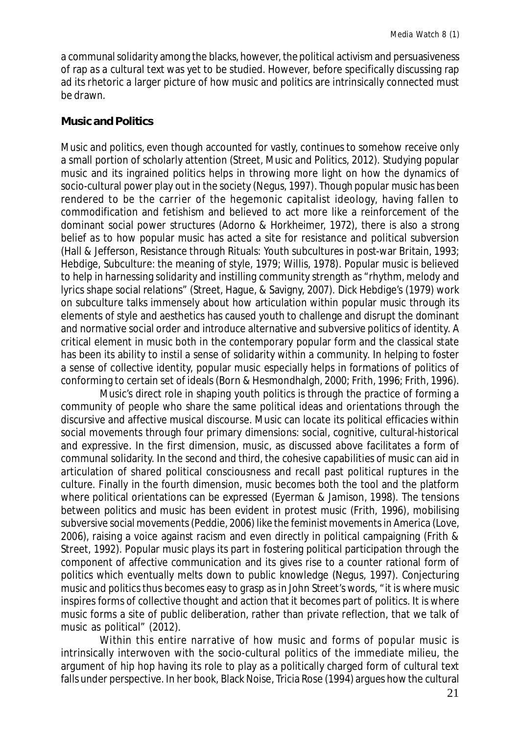a communal solidarity among the blacks, however, the political activism and persuasiveness of rap as a cultural text was yet to be studied. However, before specifically discussing rap ad its rhetoric a larger picture of how music and politics are intrinsically connected must be drawn.

## Music and Politics

Music and politics, even though accounted for vastly, continues to somehow receive only a small portion of scholarly attention (Street, Music and Politics, 2012). Studying popular music and its ingrained politics helps in throwing more light on how the dynamics of socio-cultural power play out in the society (Negus, 1997). Though popular music has been rendered to be the carrier of the hegemonic capitalist ideology, having fallen to commodification and fetishism and believed to act more like a reinforcement of the dominant social power structures (Adorno & Horkheimer, 1972), there is also a strong belief as to how popular music has acted a site for resistance and political subversion (Hall & Jefferson, Resistance through Rituals: Youth subcultures in post-war Britain, 1993; Hebdige, Subculture: the meaning of style, 1979; Willis, 1978). Popular music is believed to help in harnessing solidarity and instilling community strength as "rhythm, melody and lyrics shape social relations" (Street, Hague, & Savigny, 2007). Dick Hebdige's (1979) work on subculture talks immensely about how articulation within popular music through its elements of style and aesthetics has caused youth to challenge and disrupt the dominant and normative social order and introduce alternative and subversive politics of identity. A critical element in music both in the contemporary popular form and the classical state has been its ability to instil a sense of solidarity within a community. In helping to foster a sense of collective identity, popular music especially helps in formations of politics of conforming to certain set of ideals (Born & Hesmondhalgh, 2000; Frith, 1996; Frith, 1996).

Music's direct role in shaping youth politics is through the practice of forming a community of people who share the same political ideas and orientations through the discursive and affective musical discourse. Music can locate its political efficacies within social movements through four primary dimensions: social, cognitive, cultural-historical and expressive. In the first dimension, music, as discussed above facilitates a form of communal solidarity. In the second and third, the cohesive capabilities of music can aid in articulation of shared political consciousness and recall past political ruptures in the culture. Finally in the fourth dimension, music becomes both the tool and the platform where political orientations can be expressed (Eyerman & Jamison, 1998). The tensions between politics and music has been evident in protest music (Frith, 1996), mobilising subversive social movements (Peddie, 2006) like the feminist movements in America (Love, 2006), raising a voice against racism and even directly in political campaigning (Frith & Street, 1992). Popular music plays its part in fostering political participation through the component of affective communication and its gives rise to a counter rational form of politics which eventually melts down to public knowledge (Negus, 1997). Conjecturing music and politics thus becomes easy to grasp as in John Street's words, "it is where music inspires forms of collective thought and action that it becomes part of politics. It is where music forms a site of public deliberation, rather than private reflection, that we talk of music as political" (2012).

Within this entire narrative of how music and forms of popular music is intrinsically interwoven with the socio-cultural politics of the immediate milieu, the argument of hip hop having its role to play as a politically charged form of cultural text falls under perspective. In her book, Black Noise, Tricia Rose (1994) argues how the cultural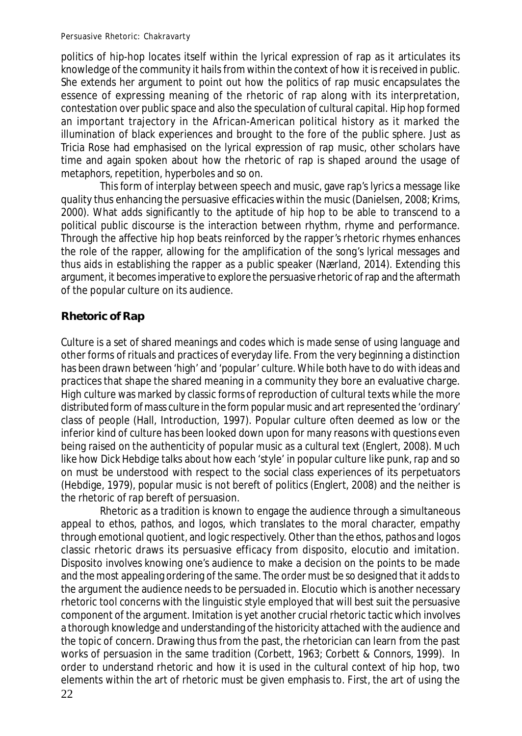politics of hip-hop locates itself within the lyrical expression of rap as it articulates its knowledge of the community it hails from within the context of how it is received in public. She extends her argument to point out how the politics of rap music encapsulates the essence of expressing meaning of the rhetoric of rap along with its interpretation, contestation over public space and also the speculation of cultural capital. Hip hop formed an important trajectory in the African-American political history as it marked the illumination of black experiences and brought to the fore of the public sphere. Just as Tricia Rose had emphasised on the lyrical expression of rap music, other scholars have time and again spoken about how the rhetoric of rap is shaped around the usage of metaphors, repetition, hyperboles and so on.

This form of interplay between speech and music, gave rap's lyrics a message like quality thus enhancing the persuasive efficacies within the music (Danielsen, 2008; Krims, 2000). What adds significantly to the aptitude of hip hop to be able to transcend to a political public discourse is the interaction between rhythm, rhyme and performance. Through the affective hip hop beats reinforced by the rapper's rhetoric rhymes enhances the role of the rapper, allowing for the amplification of the song's lyrical messages and thus aids in establishing the rapper as a public speaker (Nærland, 2014). Extending this argument, it becomes imperative to explore the persuasive rhetoric of rap and the aftermath of the popular culture on its audience.

## Rhetoric of Rap

Culture is a set of shared meanings and codes which is made sense of using language and other forms of rituals and practices of everyday life. From the very beginning a distinction has been drawn between 'high' and 'popular' culture. While both have to do with ideas and practices that shape the shared meaning in a community they bore an evaluative charge. High culture was marked by classic forms of reproduction of cultural texts while the more distributed form of mass culture in the form popular music and art represented the 'ordinary' class of people (Hall, Introduction, 1997). Popular culture often deemed as low or the inferior kind of culture has been looked down upon for many reasons with questions even being raised on the authenticity of popular music as a cultural text (Englert, 2008). Much like how Dick Hebdige talks about how each 'style' in popular culture like punk, rap and so on must be understood with respect to the social class experiences of its perpetuators (Hebdige, 1979), popular music is not bereft of politics (Englert, 2008) and the neither is the rhetoric of rap bereft of persuasion.

Rhetoric as a tradition is known to engage the audience through a simultaneous appeal to ethos, pathos, and logos, which translates to the moral character, empathy through emotional quotient, and logic respectively. Other than the ethos, pathos and logos classic rhetoric draws its persuasive efficacy from disposito, elocutio and imitation. Disposito involves knowing one's audience to make a decision on the points to be made and the most appealing ordering of the same. The order must be so designed that it adds to the argument the audience needs to be persuaded in. Elocutio which is another necessary rhetoric tool concerns with the linguistic style employed that will best suit the persuasive component of the argument. Imitation is yet another crucial rhetoric tactic which involves a thorough knowledge and understanding of the historicity attached with the audience and the topic of concern. Drawing thus from the past, the rhetorician can learn from the past works of persuasion in the same tradition (Corbett, 1963; Corbett & Connors, 1999). In order to understand rhetoric and how it is used in the cultural context of hip hop, two elements within the art of rhetoric must be given emphasis to. First, the art of using the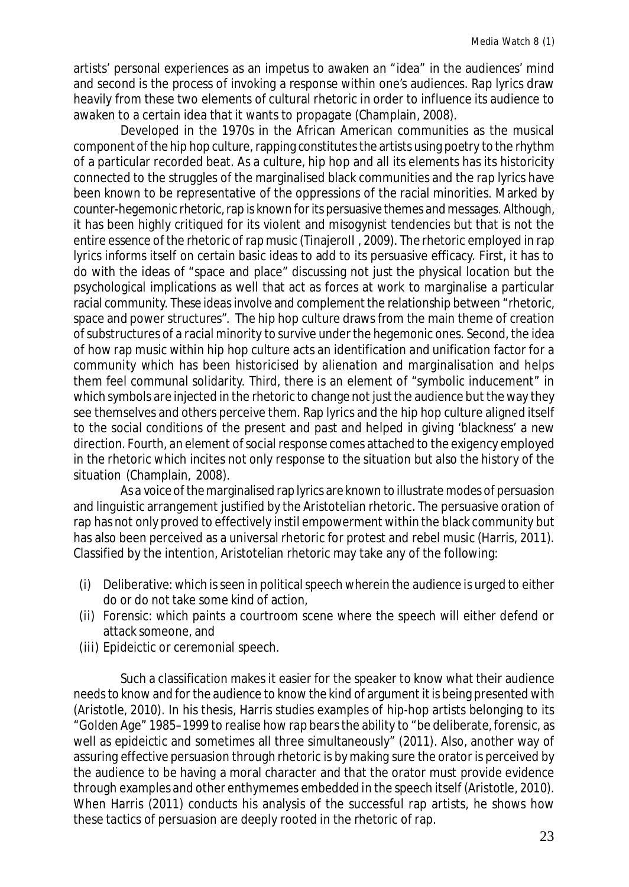artists' personal experiences as an impetus to awaken an "idea" in the audiences' mind and second is the process of invoking a response within one's audiences. Rap lyrics draw heavily from these two elements of cultural rhetoric in order to influence its audience to awaken to a certain idea that it wants to propagate (Champlain, 2008).

Developed in the 1970s in the African American communities as the musical component of the hip hop culture, rapping constitutes the artists using poetry to the rhythm of a particular recorded beat. As a culture, hip hop and all its elements has its historicity connected to the struggles of the marginalised black communities and the rap lyrics have been known to be representative of the oppressions of the racial minorities. Marked by counter-hegemonic rhetoric, rap is known for its persuasive themes and messages. Although, it has been highly critiqued for its violent and misogynist tendencies but that is not the entire essence of the rhetoric of rap music (TinajeroII , 2009). The rhetoric employed in rap lyrics informs itself on certain basic ideas to add to its persuasive efficacy. First, it has to do with the ideas of "space and place" discussing not just the physical location but the psychological implications as well that act as forces at work to marginalise a particular racial community. These ideas involve and complement the relationship between "rhetoric, space and power structures". The hip hop culture draws from the main theme of creation of substructures of a racial minority to survive under the hegemonic ones. Second, the idea of how rap music within hip hop culture acts an identification and unification factor for a community which has been historicised by alienation and marginalisation and helps them feel communal solidarity. Third, there is an element of "symbolic inducement" in which symbols are injected in the rhetoric to change not just the audience but the way they see themselves and others perceive them. Rap lyrics and the hip hop culture aligned itself to the social conditions of the present and past and helped in giving 'blackness' a new direction. Fourth, an element of social response comes attached to the exigency employed in the rhetoric which incites not only response to the situation but also the history of the situation (Champlain, 2008).

As a voice of the marginalised rap lyrics are known to illustrate modes of persuasion and linguistic arrangement justified by the Aristotelian rhetoric. The persuasive oration of rap has not only proved to effectively instil empowerment within the black community but has also been perceived as a universal rhetoric for protest and rebel music (Harris, 2011). Classified by the intention, Aristotelian rhetoric may take any of the following:

(i) Deliberative: which is seen in political speech wherein the audience is urged to either do or do not take some kind of action,
(ii) Forensic: which paints a courtroom scene where the speech will either defend or attack someone, and
(iii) Epideictic or ceremonial speech.

Such a classification makes it easier for the speaker to know what their audience needs to know and for the audience to know the kind of argument it is being presented with (Aristotle, 2010). In his thesis, Harris studies examples of hip-hop artists belonging to its "Golden Age" 1985–1999 to realise how rap bears the ability to "be deliberate, forensic, as well as epideictic and sometimes all three simultaneously" (2011). Also, another way of assuring effective persuasion through rhetoric is by making sure the orator is perceived by the audience to be having a moral character and that the orator must provide evidence through examples and other enthymemes embedded in the speech itself (Aristotle, 2010). When Harris (2011) conducts his analysis of the successful rap artists, he shows how these tactics of persuasion are deeply rooted in the rhetoric of rap.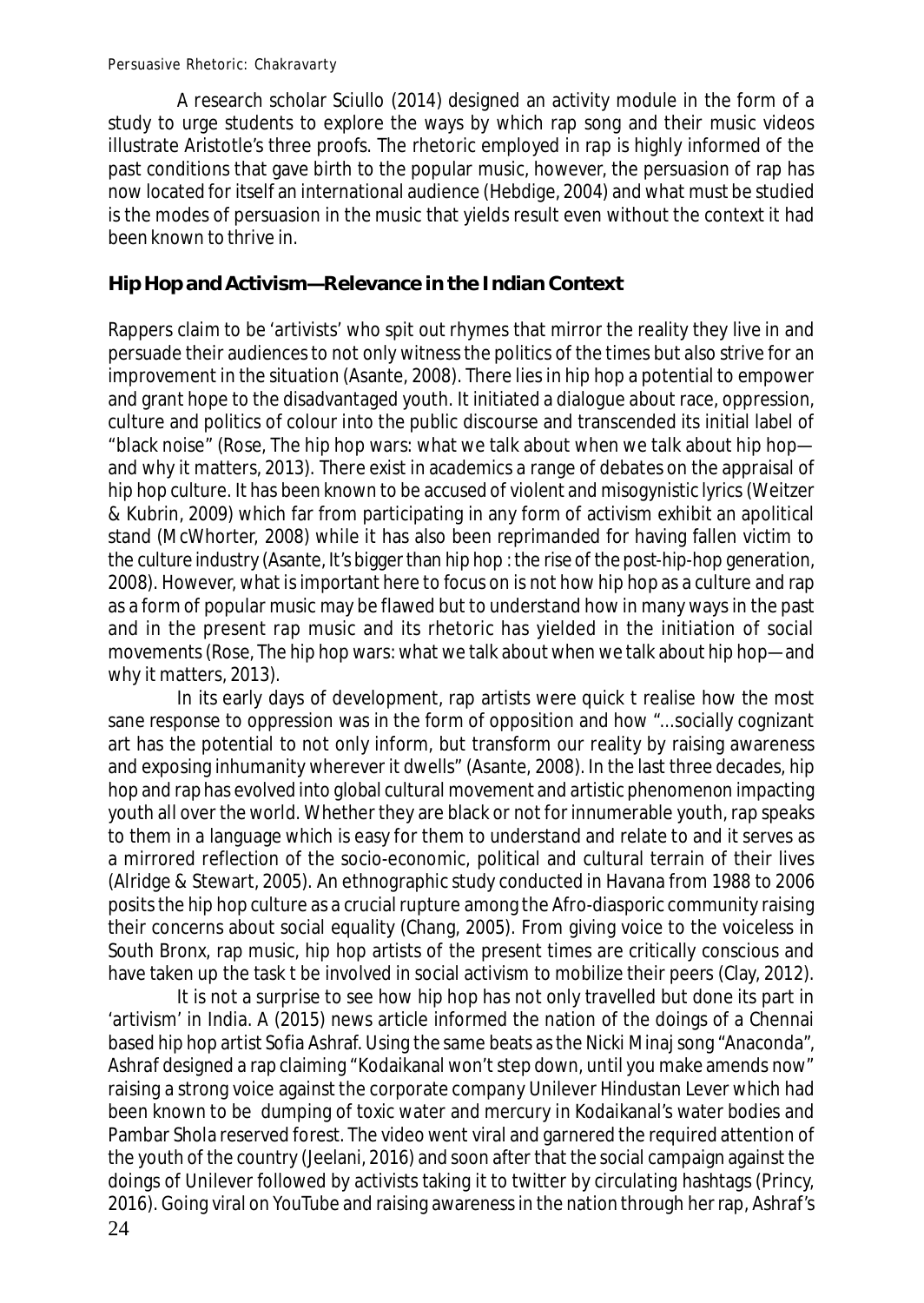A research scholar Sciullo (2014) designed an activity module in the form of a study to urge students to explore the ways by which rap song and their music videos illustrate Aristotle's three proofs. The rhetoric employed in rap is highly informed of the past conditions that gave birth to the popular music, however, the persuasion of rap has now located for itself an international audience (Hebdige, 2004) and what must be studied is the modes of persuasion in the music that yields result even without the context it had been known to thrive in.

## Hip Hop and Activism—Relevance in the Indian Context

Rappers claim to be 'artivists' who spit out rhymes that mirror the reality they live in and persuade their audiences to not only witness the politics of the times but also strive for an improvement in the situation (Asante, 2008). There lies in hip hop a potential to empower and grant hope to the disadvantaged youth. It initiated a dialogue about race, oppression, culture and politics of colour into the public discourse and transcended its initial label of "black noise" (Rose, The hip hop wars: what we talk about when we talk about hip hop—and why it matters, 2013). There exist in academics a range of debates on the appraisal of hip hop culture. It has been known to be accused of violent and misogynistic lyrics (Weitzer & Kubrin, 2009) which far from participating in any form of activism exhibit an apolitical stand (McWhorter, 2008) while it has also been reprimanded for having fallen victim to the culture industry (Asante, It's bigger than hip hop : the rise of the post-hip-hop generation, 2008). However, what is important here to focus on is not how hip hop as a culture and rap as a form of popular music may be flawed but to understand how in many ways in the past and in the present rap music and its rhetoric has yielded in the initiation of social movements (Rose, The hip hop wars: what we talk about when we talk about hip hop—and why it matters, 2013).

In its early days of development, rap artists were quick t realise how the most sane response to oppression was in the form of opposition and how "...socially cognizant art has the potential to not only inform, but transform our reality by raising awareness and exposing inhumanity wherever it dwells" (Asante, 2008). In the last three decades, hip hop and rap has evolved into global cultural movement and artistic phenomenon impacting youth all over the world. Whether they are black or not for innumerable youth, rap speaks to them in a language which is easy for them to understand and relate to and it serves as a mirrored reflection of the socio-economic, political and cultural terrain of their lives (Alridge & Stewart, 2005). An ethnographic study conducted in Havana from 1988 to 2006 posits the hip hop culture as a crucial rupture among the Afro-diasporic community raising their concerns about social equality (Chang, 2005). From giving voice to the voiceless in South Bronx, rap music, hip hop artists of the present times are critically conscious and have taken up the task t be involved in social activism to mobilize their peers (Clay, 2012).

It is not a surprise to see how hip hop has not only travelled but done its part in 'artivism' in India. A (2015) news article informed the nation of the doings of a Chennai based hip hop artist Sofia Ashraf. Using the same beats as the Nicki Minaj song "Anaconda", Ashraf designed a rap claiming "Kodaikanal won't step down, until you make amends now" raising a strong voice against the corporate company Unilever Hindustan Lever which had been known to be dumping of toxic water and mercury in Kodaikanal's water bodies and Pambar Shola reserved forest. The video went viral and garnered the required attention of the youth of the country (Jeelani, 2016) and soon after that the social campaign against the doings of Unilever followed by activists taking it to twitter by circulating hashtags (Princy, 2016). Going viral on YouTube and raising awareness in the nation through her rap, Ashraf's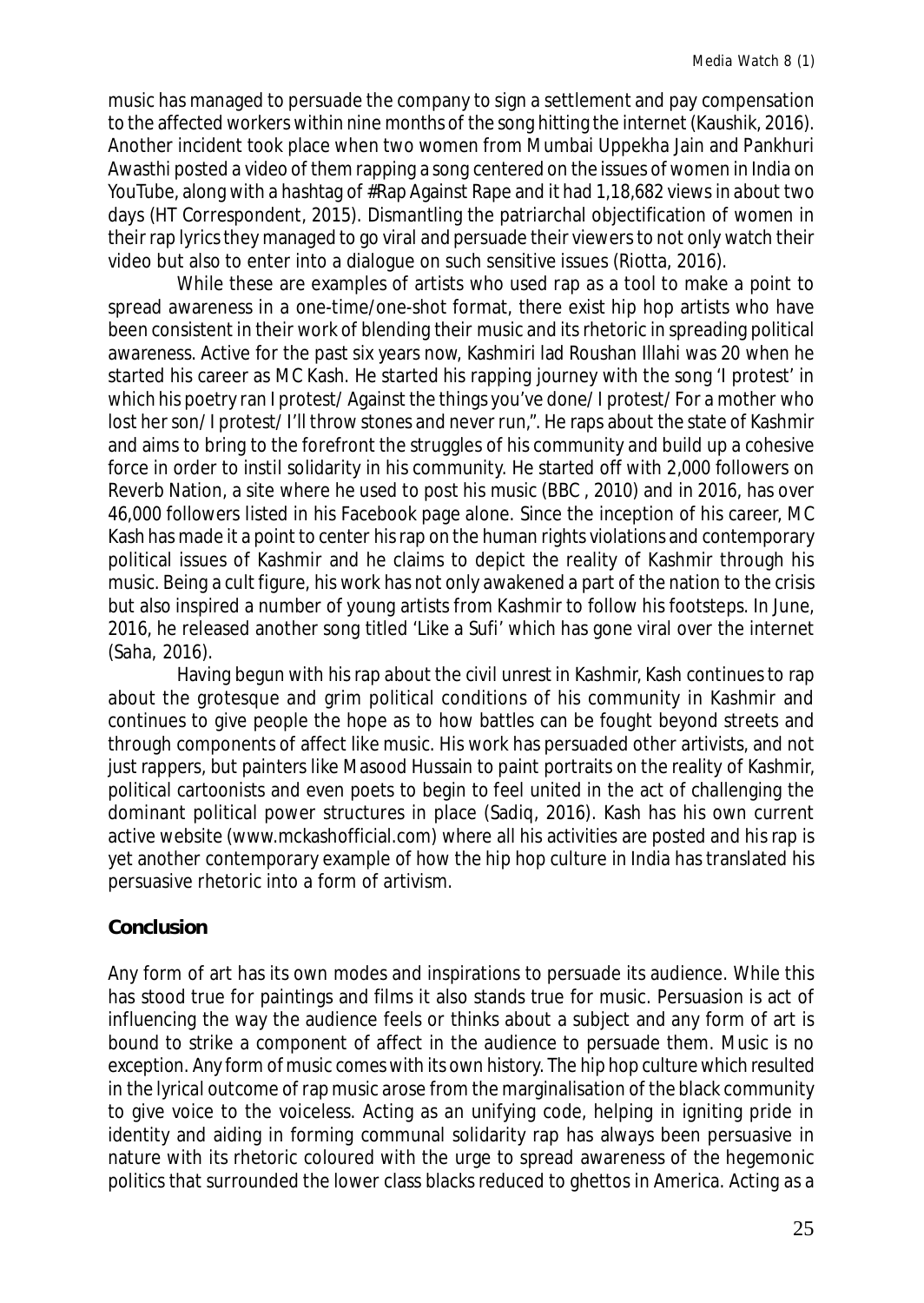music has managed to persuade the company to sign a settlement and pay compensation to the affected workers within nine months of the song hitting the internet (Kaushik, 2016). Another incident took place when two women from Mumbai Uppekha Jain and Pankhuri Awasthi posted a video of them rapping a song centered on the issues of women in India on YouTube, along with a hashtag of #Rap Against Rape and it had 1,18,682 views in about two days (HT Correspondent, 2015). Dismantling the patriarchal objectification of women in their rap lyrics they managed to go viral and persuade their viewers to not only watch their video but also to enter into a dialogue on such sensitive issues (Riotta, 2016).

While these are examples of artists who used rap as a tool to make a point to spread awareness in a one-time/one-shot format, there exist hip hop artists who have been consistent in their work of blending their music and its rhetoric in spreading political awareness. Active for the past six years now, Kashmiri lad Roushan Illahi was 20 when he started his career as MC Kash. He started his rapping journey with the song 'I protest' in which his poetry ran I protest/ Against the things you've done/ I protest/ For a mother who lost her son/ I protest/ I'll throw stones and never run,". He raps about the state of Kashmir and aims to bring to the forefront the struggles of his community and build up a cohesive force in order to instil solidarity in his community. He started off with 2,000 followers on Reverb Nation, a site where he used to post his music (BBC , 2010) and in 2016, has over 46,000 followers listed in his Facebook page alone. Since the inception of his career, MC Kash has made it a point to center his rap on the human rights violations and contemporary political issues of Kashmir and he claims to depict the reality of Kashmir through his music. Being a cult figure, his work has not only awakened a part of the nation to the crisis but also inspired a number of young artists from Kashmir to follow his footsteps. In June, 2016, he released another song titled 'Like a Sufi' which has gone viral over the internet (Saha, 2016).

Having begun with his rap about the civil unrest in Kashmir, Kash continues to rap about the grotesque and grim political conditions of his community in Kashmir and continues to give people the hope as to how battles can be fought beyond streets and through components of affect like music. His work has persuaded other artivists, and not just rappers, but painters like Masood Hussain to paint portraits on the reality of Kashmir, political cartoonists and even poets to begin to feel united in the act of challenging the dominant political power structures in place (Sadiq, 2016). Kash has his own current active website (www.mckashofficial.com) where all his activities are posted and his rap is yet another contemporary example of how the hip hop culture in India has translated his persuasive rhetoric into a form of artivism.

## Conclusion

Any form of art has its own modes and inspirations to persuade its audience. While this has stood true for paintings and films it also stands true for music. Persuasion is act of influencing the way the audience feels or thinks about a subject and any form of art is bound to strike a component of affect in the audience to persuade them. Music is no exception. Any form of music comes with its own history. The hip hop culture which resulted in the lyrical outcome of rap music arose from the marginalisation of the black community to give voice to the voiceless. Acting as an unifying code, helping in igniting pride in identity and aiding in forming communal solidarity rap has always been persuasive in nature with its rhetoric coloured with the urge to spread awareness of the hegemonic politics that surrounded the lower class blacks reduced to ghettos in America. Acting as a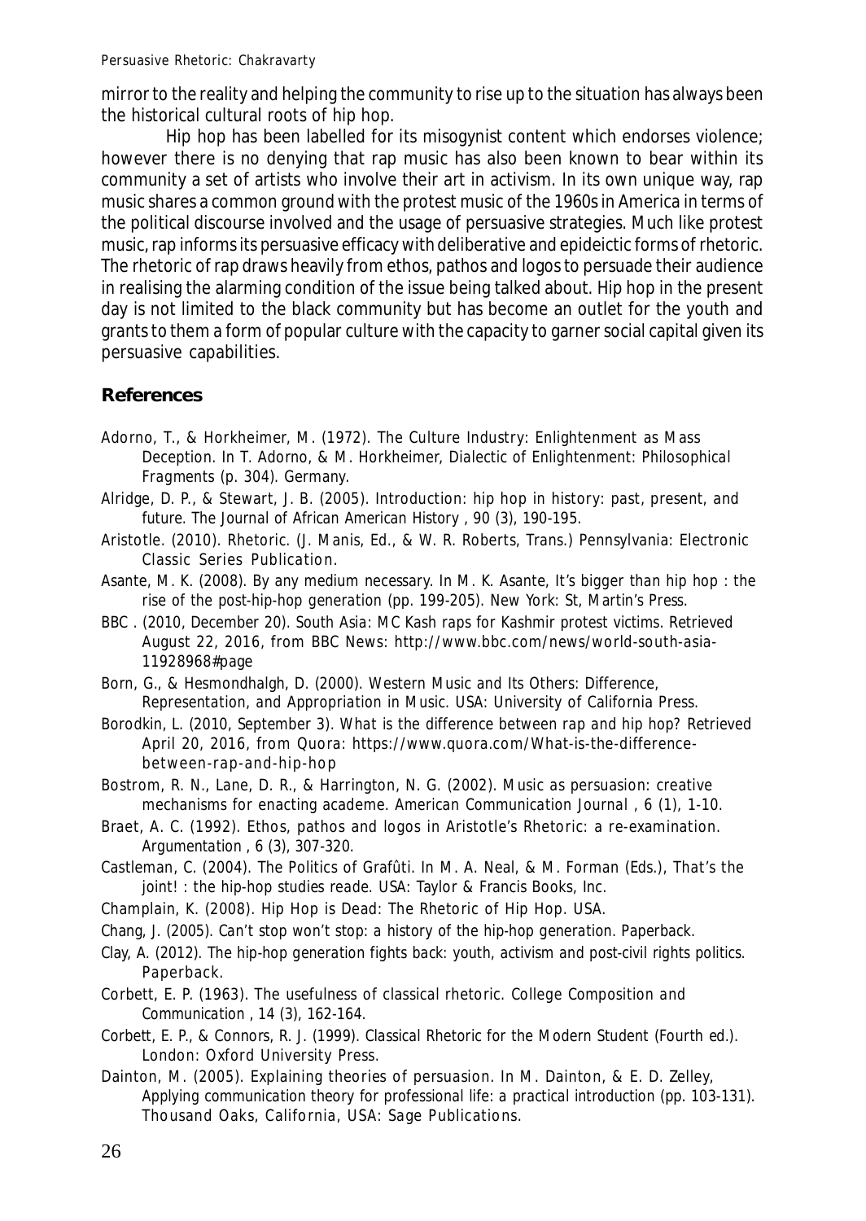mirror to the reality and helping the community to rise up to the situation has always been the historical cultural roots of hip hop.

Hip hop has been labelled for its misogynist content which endorses violence; however there is no denying that rap music has also been known to bear within its community a set of artists who involve their art in activism. In its own unique way, rap music shares a common ground with the protest music of the 1960s in America in terms of the political discourse involved and the usage of persuasive strategies. Much like protest music, rap informs its persuasive efficacy with deliberative and epideictic forms of rhetoric. The rhetoric of rap draws heavily from ethos, pathos and logos to persuade their audience in realising the alarming condition of the issue being talked about. Hip hop in the present day is not limited to the black community but has become an outlet for the youth and grants to them a form of popular culture with the capacity to garner social capital given its persuasive capabilities.

## References

Adorno, T., & Horkheimer, M. (1972). The Culture Industry: Enlightenment as Mass Deception. In T. Adorno, & M. Horkheimer, *Dialectic of Enlightenment: Philosophical Fragments* (p. 304). Germany.

Alridge, D. P., & Stewart, J. B. (2005). Introduction: hip hop in history: past, present, and future. *The Journal of African American History* , 90 (3), 190-195.

Aristotle. (2010). *Rhetoric*. (J. Manis, Ed., & W. R. Roberts, Trans.) Pennsylvania: Electronic Classic Series Publication.

Asante, M. K. (2008). By any medium necessary. In M. K. Asante, *It's bigger than hip hop : the rise of the post-hip-hop generation* (pp. 199-205). New York: St, Martin's Press.

BBC . (2010, December 20). *South Asia: MC Kash raps for Kashmir protest victims*. Retrieved August 22, 2016, from BBC News: http://www.bbc.com/news/world-south-asia-11928968#page

Born, G., & Hesmondhalgh, D. (2000). *Western Music and Its Others: Difference, Representation, and Appropriation in Music*. USA: University of California Press.

Borodkin, L. (2010, September 3). *What is the difference between rap and hip hop?* Retrieved April 20, 2016, from Quora: https://www.quora.com/What-is-the-difference-between-rap-and-hip-hop

Bostrom, R. N., Lane, D. R., & Harrington, N. G. (2002). Music as persuasion: creative mechanisms for enacting academe. *American Communication Journal* , 6 (1), 1-10.

Braet, A. C. (1992). Ethos, pathos and logos in Aristotle's Rhetoric: a re-examination. *Argumentation* , 6 (3), 307-320.

Castleman, C. (2004). The Politics of Grafûti. In M. A. Neal, & M. Forman (Eds.), *That's the joint! : the hip-hop studies reade*. USA: Taylor & Francis Books, Inc.

Champlain, K. (2008). *Hip Hop is Dead: The Rhetoric of Hip Hop*. USA.

Chang, J. (2005). *Can't stop won't stop: a history of the hip-hop generation*. Paperback.

Clay, A. (2012). *The hip-hop generation fights back: youth, activism and post-civil rights politics*. Paperback.

Corbett, E. P. (1963). The usefulness of classical rhetoric. *College Composition and Communication* , 14 (3), 162-164.

Corbett, E. P., & Connors, R. J. (1999). *Classical Rhetoric for the Modern Student* (Fourth ed.). London: Oxford University Press.

Dainton, M. (2005). Explaining theories of persuasion. In M. Dainton, & E. D. Zelley, *Applying communication theory for professional life: a practical introduction* (pp. 103-131). Thousand Oaks, California, USA: Sage Publications.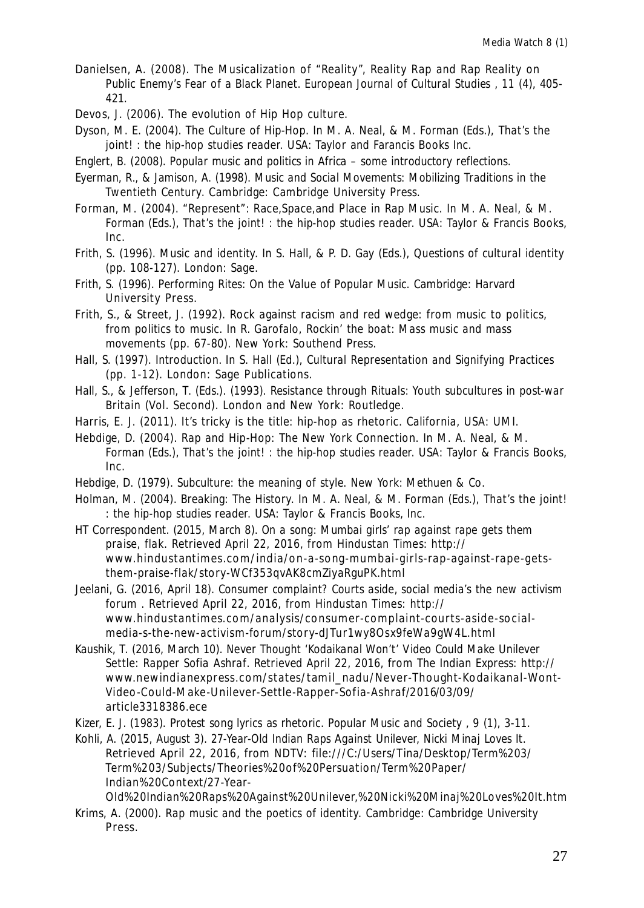Danielsen, A. (2008). The Musicalization of "Reality", Reality Rap and Rap Reality on Public Enemy's Fear of a Black Planet. European Journal of Cultural Studies , 11 (4), 405-421.

Devos, J. (2006). The evolution of Hip Hop culture.

Dyson, M. E. (2004). The Culture of Hip-Hop. In M. A. Neal, & M. Forman (Eds.), That's the joint! : the hip-hop studies reader. USA: Taylor and Farancis Books Inc.

Englert, B. (2008). Popular music and politics in Africa – some introductory reflections.

Eyerman, R., & Jamison, A. (1998). Music and Social Movements: Mobilizing Traditions in the Twentieth Century. Cambridge: Cambridge University Press.

Forman, M. (2004). "Represent": Race,Space,and Place in Rap Music. In M. A. Neal, & M. Forman (Eds.), That's the joint! : the hip-hop studies reader. USA: Taylor & Francis Books, Inc.

Frith, S. (1996). Music and identity. In S. Hall, & P. D. Gay (Eds.), Questions of cultural identity (pp. 108-127). London: Sage.

Frith, S. (1996). Performing Rites: On the Value of Popular Music. Cambridge: Harvard University Press.

Frith, S., & Street, J. (1992). Rock against racism and red wedge: from music to politics, from politics to music. In R. Garofalo, Rockin' the boat: Mass music and mass movements (pp. 67-80). New York: Southend Press.

Hall, S. (1997). Introduction. In S. Hall (Ed.), Cultural Representation and Signifying Practices (pp. 1-12). London: Sage Publications.

Hall, S., & Jefferson, T. (Eds.). (1993). Resistance through Rituals: Youth subcultures in post-war Britain (Vol. Second). London and New York: Routledge.

Harris, E. J. (2011). It's tricky is the title: hip-hop as rhetoric. California, USA: UMI.

Hebdige, D. (2004). Rap and Hip-Hop: The New York Connection. In M. A. Neal, & M. Forman (Eds.), That's the joint! : the hip-hop studies reader. USA: Taylor & Francis Books, Inc.

Hebdige, D. (1979). Subculture: the meaning of style. New York: Methuen & Co.

Holman, M. (2004). Breaking: The History. In M. A. Neal, & M. Forman (Eds.), That's the joint! : the hip-hop studies reader. USA: Taylor & Francis Books, Inc.

HT Correspondent. (2015, March 8). On a song: Mumbai girls' rap against rape gets them praise, flak. Retrieved April 22, 2016, from Hindustan Times: http://www.hindustantimes.com/india/on-a-song-mumbai-girls-rap-against-rape-gets-them-praise-flak/story-WCf353qvAK8cmZiyaRguPK.html

Jeelani, G. (2016, April 18). Consumer complaint? Courts aside, social media's the new activism forum . Retrieved April 22, 2016, from Hindustan Times: http://www.hindustantimes.com/analysis/consumer-complaint-courts-aside-social-media-s-the-new-activism-forum/story-dJTur1wy8Osx9feWa9gW4L.html

Kaushik, T. (2016, March 10). Never Thought 'Kodaikanal Won't' Video Could Make Unilever Settle: Rapper Sofia Ashraf. Retrieved April 22, 2016, from The Indian Express: http://www.newindianexpress.com/states/tamil_nadu/Never-Thought-Kodaikanal-Wont-Video-Could-Make-Unilever-Settle-Rapper-Sofia-Ashraf/2016/03/09/article3318386.ece

Kizer, E. J. (1983). Protest song lyrics as rhetoric. Popular Music and Society , 9 (1), 3-11.

Kohli, A. (2015, August 3). 27-Year-Old Indian Raps Against Unilever, Nicki Minaj Loves It. Retrieved April 22, 2016, from NDTV: file:///C:/Users/Tina/Desktop/Term%203/Term%203/Subjects/Theories%20of%20Persuation/Term%20Paper/Indian%20Context/27-Year-Old%20Indian%20Raps%20Against%20Unilever,%20Nicki%20Minaj%20Loves%20It.htm

Krims, A. (2000). Rap music and the poetics of identity. Cambridge: Cambridge University Press.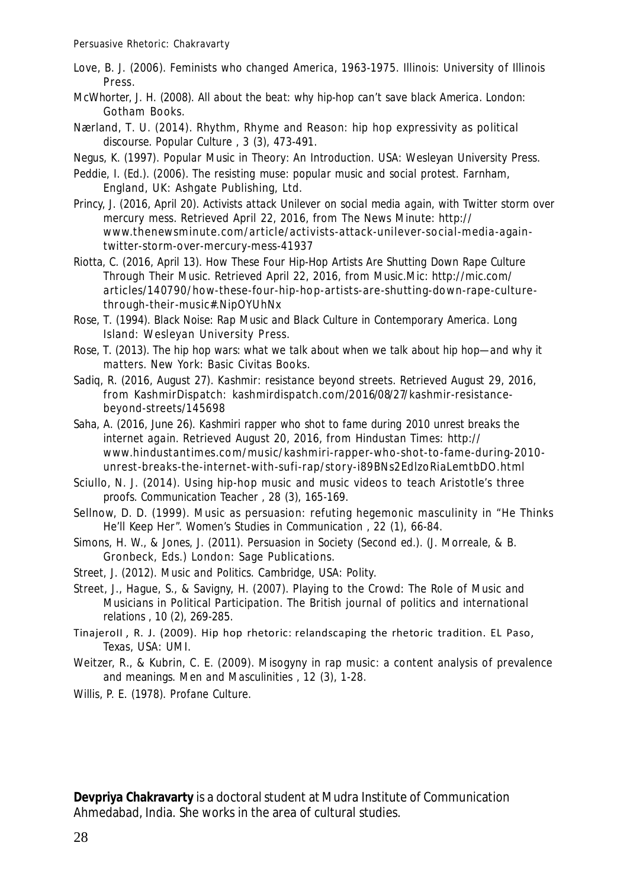Love, B. J. (2006). Feminists who changed America, 1963-1975. Illinois: University of Illinois Press.

McWhorter, J. H. (2008). All about the beat: why hip-hop can't save black America. London: Gotham Books.

Nærland, T. U. (2014). Rhythm, Rhyme and Reason: hip hop expressivity as political discourse. Popular Culture , 3 (3), 473-491.

Negus, K. (1997). Popular Music in Theory: An Introduction. USA: Wesleyan University Press.

Peddie, I. (Ed.). (2006). The resisting muse: popular music and social protest. Farnham, England, UK: Ashgate Publishing, Ltd.

Princy, J. (2016, April 20). Activists attack Unilever on social media again, with Twitter storm over mercury mess. Retrieved April 22, 2016, from The News Minute: http://www.thenewsminute.com/article/activists-attack-unilever-social-media-again-twitter-storm-over-mercury-mess-41937

Riotta, C. (2016, April 13). How These Four Hip-Hop Artists Are Shutting Down Rape Culture Through Their Music. Retrieved April 22, 2016, from Music.Mic: http://mic.com/articles/140790/how-these-four-hip-hop-artists-are-shutting-down-rape-culture-through-their-music#.NipOYUhNx

Rose, T. (1994). Black Noise: Rap Music and Black Culture in Contemporary America. Long Island: Wesleyan University Press.

Rose, T. (2013). The hip hop wars: what we talk about when we talk about hip hop—and why it matters. New York: Basic Civitas Books.

Sadiq, R. (2016, August 27). Kashmir: resistance beyond streets. Retrieved August 29, 2016, from KashmirDispatch: kashmirdispatch.com/2016/08/27/kashmir-resistance-beyond-streets/145698

Saha, A. (2016, June 26). Kashmiri rapper who shot to fame during 2010 unrest breaks the internet again. Retrieved August 20, 2016, from Hindustan Times: http://www.hindustantimes.com/music/kashmiri-rapper-who-shot-to-fame-during-2010-unrest-breaks-the-internet-with-sufi-rap/story-i89BNs2EdlzoRiaLemtbDO.html

Sciullo, N. J. (2014). Using hip-hop music and music videos to teach Aristotle's three proofs. Communication Teacher , 28 (3), 165-169.

Sellnow, D. D. (1999). Music as persuasion: refuting hegemonic masculinity in "He Thinks He'll Keep Her". Women's Studies in Communication , 22 (1), 66-84.

Simons, H. W., & Jones, J. (2011). Persuasion in Society (Second ed.). (J. Morreale, & B. Gronbeck, Eds.) London: Sage Publications.

Street, J. (2012). Music and Politics. Cambridge, USA: Polity.

Street, J., Hague, S., & Savigny, H. (2007). Playing to the Crowd: The Role of Music and Musicians in Political Participation. The British journal of politics and international relations , 10 (2), 269-285.

TinajeroII , R. J. (2009). Hip hop rhetoric: relandscaping the rhetoric tradition. EL Paso, Texas, USA: UMI.

Weitzer, R., & Kubrin, C. E. (2009). Misogyny in rap music: a content analysis of prevalence and meanings. Men and Masculinities , 12 (3), 1-28.

Willis, P. E. (1978). Profane Culture.

**Devpriya Chakravarty** is a doctoral student at Mudra Institute of Communication Ahmedabad, India. She works in the area of cultural studies.